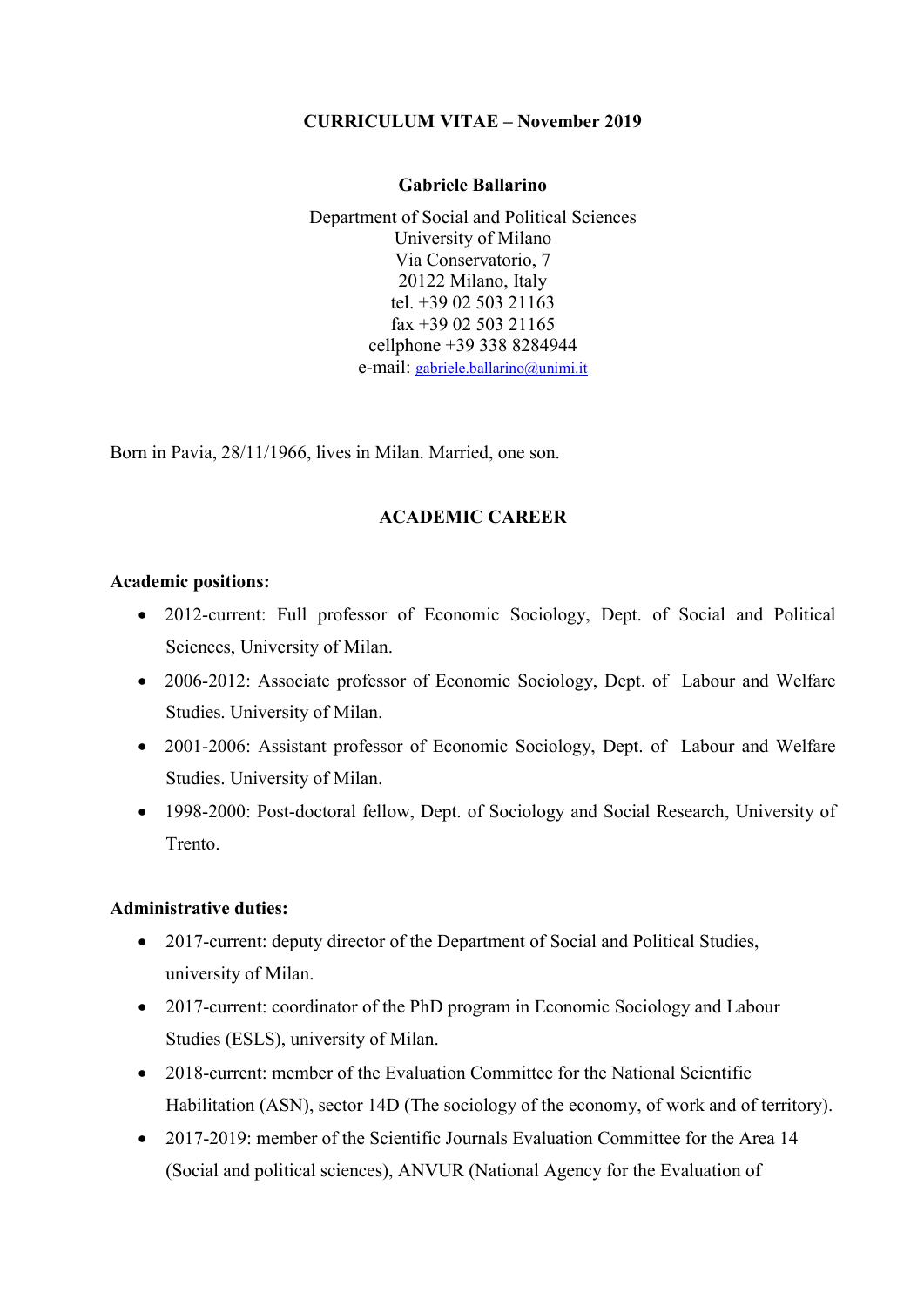**CURRICULUM VITAE – November 2019**

**Gabriele Ballarino**

Department of Social and Political Sciences
University of Milano
Via Conservatorio, 7
20122 Milano, Italy
tel. +39 02 503 21163
fax +39 02 503 21165
cellphone +39 338 8284944
e-mail: gabriele.ballarino@unimi.it

Born in Pavia, 28/11/1966, lives in Milan. Married, one son.

## ACADEMIC CAREER

**Academic positions:**

- 2012-current: Full professor of Economic Sociology, Dept. of Social and Political Sciences, University of Milan.
- 2006-2012: Associate professor of Economic Sociology, Dept. of Labour and Welfare Studies. University of Milan.
- 2001-2006: Assistant professor of Economic Sociology, Dept. of Labour and Welfare Studies. University of Milan.
- 1998-2000: Post-doctoral fellow, Dept. of Sociology and Social Research, University of Trento.

**Administrative duties:**

- 2017-current: deputy director of the Department of Social and Political Studies, university of Milan.
- 2017-current: coordinator of the PhD program in Economic Sociology and Labour Studies (ESLS), university of Milan.
- 2018-current: member of the Evaluation Committee for the National Scientific Habilitation (ASN), sector 14D (The sociology of the economy, of work and of territory).
- 2017-2019: member of the Scientific Journals Evaluation Committee for the Area 14 (Social and political sciences), ANVUR (National Agency for the Evaluation of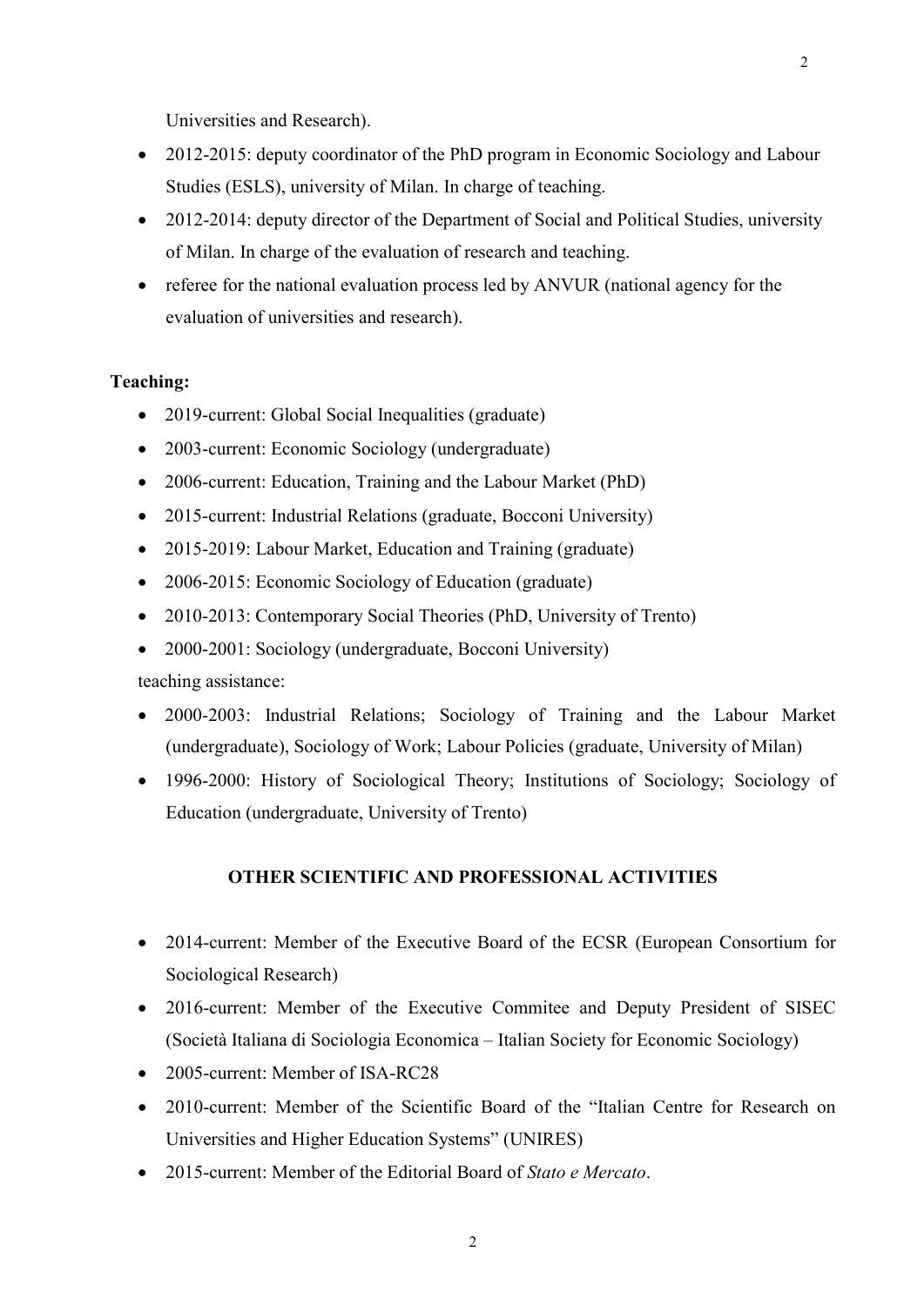Universities and Research).

- 2012-2015: deputy coordinator of the PhD program in Economic Sociology and Labour Studies (ESLS), university of Milan. In charge of teaching.
- 2012-2014: deputy director of the Department of Social and Political Studies, university of Milan. In charge of the evaluation of research and teaching.
- referee for the national evaluation process led by ANVUR (national agency for the evaluation of universities and research).

**Teaching:**

- 2019-current: Global Social Inequalities (graduate)
- 2003-current: Economic Sociology (undergraduate)
- 2006-current: Education, Training and the Labour Market (PhD)
- 2015-current: Industrial Relations (graduate, Bocconi University)
- 2015-2019: Labour Market, Education and Training (graduate)
- 2006-2015: Economic Sociology of Education (graduate)
- 2010-2013: Contemporary Social Theories (PhD, University of Trento)
- 2000-2001: Sociology (undergraduate, Bocconi University)

teaching assistance:

- 2000-2003: Industrial Relations; Sociology of Training and the Labour Market (undergraduate), Sociology of Work; Labour Policies (graduate, University of Milan)
- 1996-2000: History of Sociological Theory; Institutions of Sociology; Sociology of Education (undergraduate, University of Trento)

## OTHER SCIENTIFIC AND PROFESSIONAL ACTIVITIES

- 2014-current: Member of the Executive Board of the ECSR (European Consortium for Sociological Research)
- 2016-current: Member of the Executive Commitee and Deputy President of SISEC (Società Italiana di Sociologia Economica – Italian Society for Economic Sociology)
- 2005-current: Member of ISA-RC28
- 2010-current: Member of the Scientific Board of the "Italian Centre for Research on Universities and Higher Education Systems" (UNIRES)
- 2015-current: Member of the Editorial Board of *Stato e Mercato*.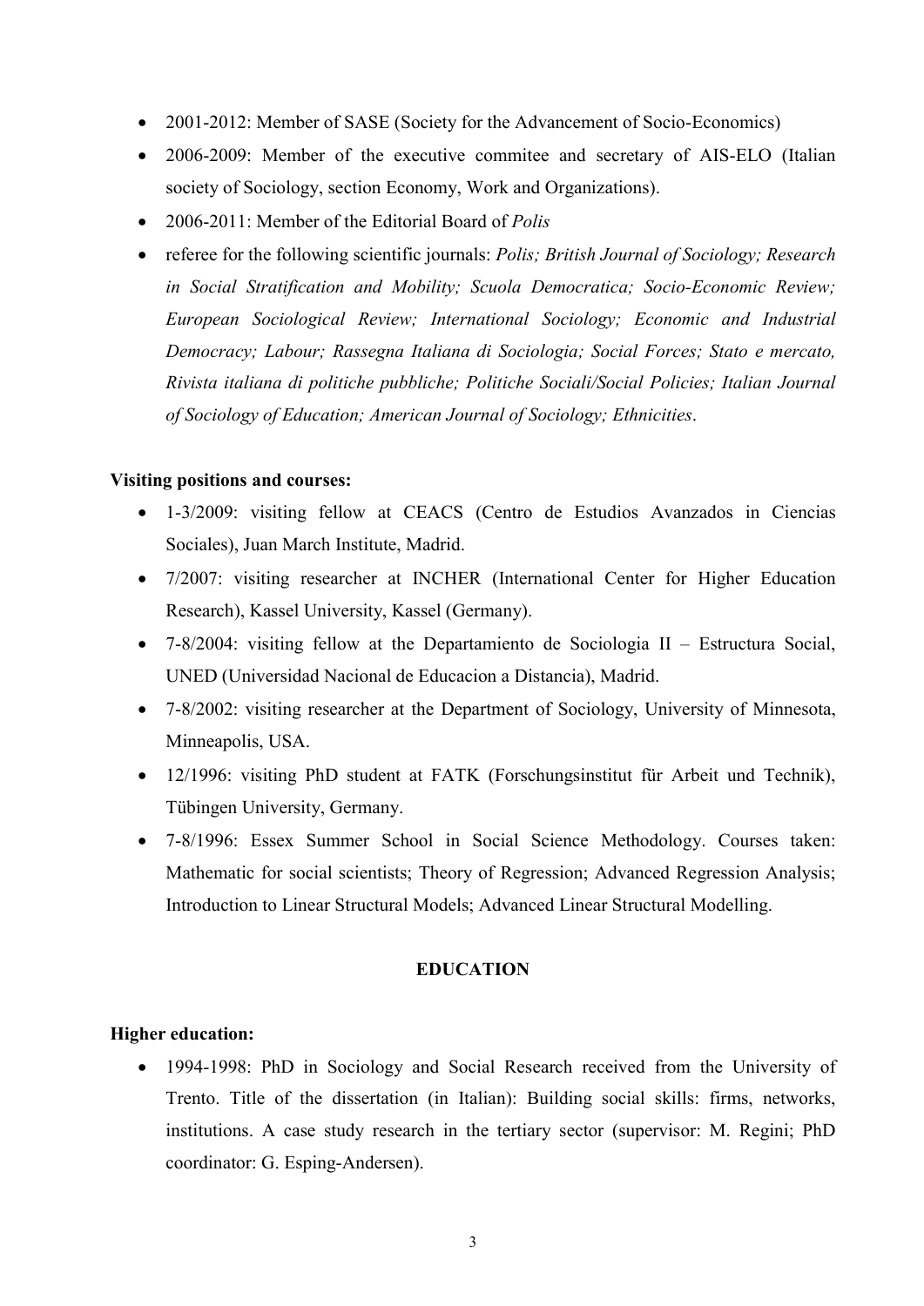- 2001-2012: Member of SASE (Society for the Advancement of Socio-Economics)
- 2006-2009: Member of the executive commitee and secretary of AIS-ELO (Italian society of Sociology, section Economy, Work and Organizations).
- 2006-2011: Member of the Editorial Board of *Polis*
- referee for the following scientific journals: *Polis; British Journal of Sociology; Research in Social Stratification and Mobility; Scuola Democratica; Socio-Economic Review; European Sociological Review; International Sociology; Economic and Industrial Democracy; Labour; Rassegna Italiana di Sociologia; Social Forces; Stato e mercato, Rivista italiana di politiche pubbliche; Politiche Sociali/Social Policies; Italian Journal of Sociology of Education; American Journal of Sociology; Ethnicities*.

**Visiting positions and courses:**

- 1-3/2009: visiting fellow at CEACS (Centro de Estudios Avanzados in Ciencias Sociales), Juan March Institute, Madrid.
- 7/2007: visiting researcher at INCHER (International Center for Higher Education Research), Kassel University, Kassel (Germany).
- 7-8/2004: visiting fellow at the Departamiento de Sociologia II – Estructura Social, UNED (Universidad Nacional de Educacion a Distancia), Madrid.
- 7-8/2002: visiting researcher at the Department of Sociology, University of Minnesota, Minneapolis, USA.
- 12/1996: visiting PhD student at FATK (Forschungsinstitut für Arbeit und Technik), Tübingen University, Germany.
- 7-8/1996: Essex Summer School in Social Science Methodology. Courses taken: Mathematic for social scientists; Theory of Regression; Advanced Regression Analysis; Introduction to Linear Structural Models; Advanced Linear Structural Modelling.

## EDUCATION

**Higher education:**

- 1994-1998: PhD in Sociology and Social Research received from the University of Trento. Title of the dissertation (in Italian): Building social skills: firms, networks, institutions. A case study research in the tertiary sector (supervisor: M. Regini; PhD coordinator: G. Esping-Andersen).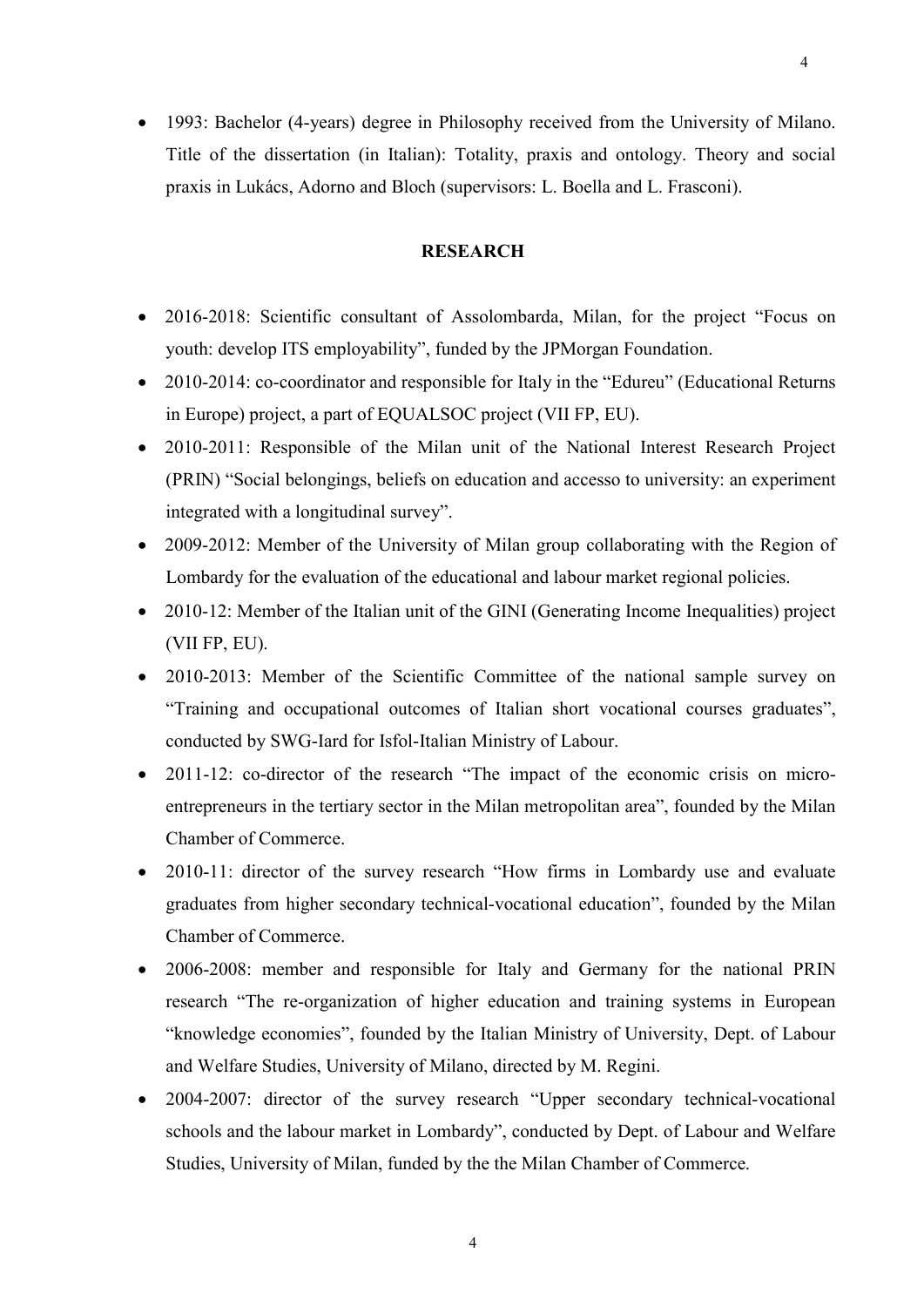- 1993: Bachelor (4-years) degree in Philosophy received from the University of Milano. Title of the dissertation (in Italian): Totality, praxis and ontology. Theory and social praxis in Lukács, Adorno and Bloch (supervisors: L. Boella and L. Frasconi).

## RESEARCH

- 2016-2018: Scientific consultant of Assolombarda, Milan, for the project "Focus on youth: develop ITS employability", funded by the JPMorgan Foundation.
- 2010-2014: co-coordinator and responsible for Italy in the "Edureu" (Educational Returns in Europe) project, a part of EQUALSOC project (VII FP, EU).
- 2010-2011: Responsible of the Milan unit of the National Interest Research Project (PRIN) "Social belongings, beliefs on education and accesso to university: an experiment integrated with a longitudinal survey".
- 2009-2012: Member of the University of Milan group collaborating with the Region of Lombardy for the evaluation of the educational and labour market regional policies.
- 2010-12: Member of the Italian unit of the GINI (Generating Income Inequalities) project (VII FP, EU).
- 2010-2013: Member of the Scientific Committee of the national sample survey on "Training and occupational outcomes of Italian short vocational courses graduates", conducted by SWG-Iard for Isfol-Italian Ministry of Labour.
- 2011-12: co-director of the research "The impact of the economic crisis on micro-entrepreneurs in the tertiary sector in the Milan metropolitan area", founded by the Milan Chamber of Commerce.
- 2010-11: director of the survey research "How firms in Lombardy use and evaluate graduates from higher secondary technical-vocational education", founded by the Milan Chamber of Commerce.
- 2006-2008: member and responsible for Italy and Germany for the national PRIN research "The re-organization of higher education and training systems in European "knowledge economies", founded by the Italian Ministry of University, Dept. of Labour and Welfare Studies, University of Milano, directed by M. Regini.
- 2004-2007: director of the survey research "Upper secondary technical-vocational schools and the labour market in Lombardy", conducted by Dept. of Labour and Welfare Studies, University of Milan, funded by the the Milan Chamber of Commerce.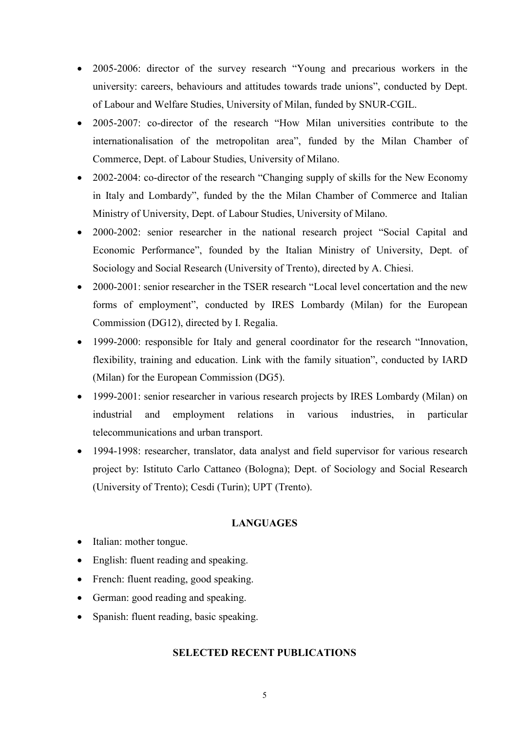- 2005-2006: director of the survey research "Young and precarious workers in the university: careers, behaviours and attitudes towards trade unions", conducted by Dept. of Labour and Welfare Studies, University of Milan, funded by SNUR-CGIL.
- 2005-2007: co-director of the research "How Milan universities contribute to the internationalisation of the metropolitan area", funded by the Milan Chamber of Commerce, Dept. of Labour Studies, University of Milano.
- 2002-2004: co-director of the research "Changing supply of skills for the New Economy in Italy and Lombardy", funded by the the Milan Chamber of Commerce and Italian Ministry of University, Dept. of Labour Studies, University of Milano.
- 2000-2002: senior researcher in the national research project "Social Capital and Economic Performance", founded by the Italian Ministry of University, Dept. of Sociology and Social Research (University of Trento), directed by A. Chiesi.
- 2000-2001: senior researcher in the TSER research "Local level concertation and the new forms of employment", conducted by IRES Lombardy (Milan) for the European Commission (DG12), directed by I. Regalia.
- 1999-2000: responsible for Italy and general coordinator for the research "Innovation, flexibility, training and education. Link with the family situation", conducted by IARD (Milan) for the European Commission (DG5).
- 1999-2001: senior researcher in various research projects by IRES Lombardy (Milan) on industrial and employment relations in various industries, in particular telecommunications and urban transport.
- 1994-1998: researcher, translator, data analyst and field supervisor for various research project by: Istituto Carlo Cattaneo (Bologna); Dept. of Sociology and Social Research (University of Trento); Cesdi (Turin); UPT (Trento).

**LANGUAGES**

- Italian: mother tongue.
- English: fluent reading and speaking.
- French: fluent reading, good speaking.
- German: good reading and speaking.
- Spanish: fluent reading, basic speaking.

**SELECTED RECENT PUBLICATIONS**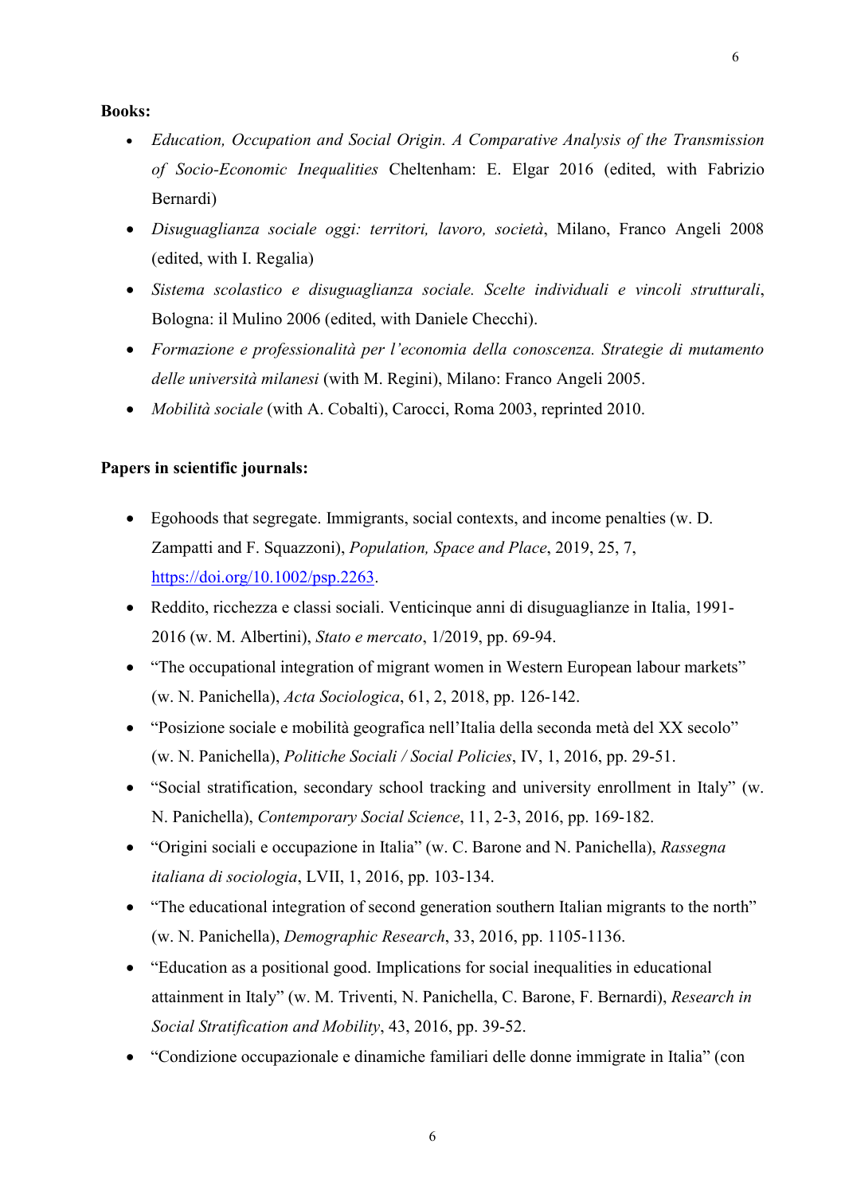**Books:**

- *Education, Occupation and Social Origin. A Comparative Analysis of the Transmission of Socio-Economic Inequalities* Cheltenham: E. Elgar 2016 (edited, with Fabrizio Bernardi)
- *Disuguaglianza sociale oggi: territori, lavoro, società*, Milano, Franco Angeli 2008 (edited, with I. Regalia)
- *Sistema scolastico e disuguaglianza sociale. Scelte individuali e vincoli strutturali*, Bologna: il Mulino 2006 (edited, with Daniele Checchi).
- *Formazione e professionalità per l'economia della conoscenza. Strategie di mutamento delle università milanesi* (with M. Regini), Milano: Franco Angeli 2005.
- *Mobilità sociale* (with A. Cobalti), Carocci, Roma 2003, reprinted 2010.

**Papers in scientific journals:**

- Egohoods that segregate. Immigrants, social contexts, and income penalties (w. D. Zampatti and F. Squazzoni), *Population, Space and Place*, 2019, 25, 7, https://doi.org/10.1002/psp.2263.
- Reddito, ricchezza e classi sociali. Venticinque anni di disuguaglianze in Italia, 1991-2016 (w. M. Albertini), *Stato e mercato*, 1/2019, pp. 69-94.
- "The occupational integration of migrant women in Western European labour markets" (w. N. Panichella), *Acta Sociologica*, 61, 2, 2018, pp. 126-142.
- "Posizione sociale e mobilità geografica nell'Italia della seconda metà del XX secolo" (w. N. Panichella), *Politiche Sociali / Social Policies*, IV, 1, 2016, pp. 29-51.
- "Social stratification, secondary school tracking and university enrollment in Italy" (w. N. Panichella), *Contemporary Social Science*, 11, 2-3, 2016, pp. 169-182.
- "Origini sociali e occupazione in Italia" (w. C. Barone and N. Panichella), *Rassegna italiana di sociologia*, LVII, 1, 2016, pp. 103-134.
- "The educational integration of second generation southern Italian migrants to the north" (w. N. Panichella), *Demographic Research*, 33, 2016, pp. 1105-1136.
- "Education as a positional good. Implications for social inequalities in educational attainment in Italy" (w. M. Triventi, N. Panichella, C. Barone, F. Bernardi), *Research in Social Stratification and Mobility*, 43, 2016, pp. 39-52.
- "Condizione occupazionale e dinamiche familiari delle donne immigrate in Italia" (con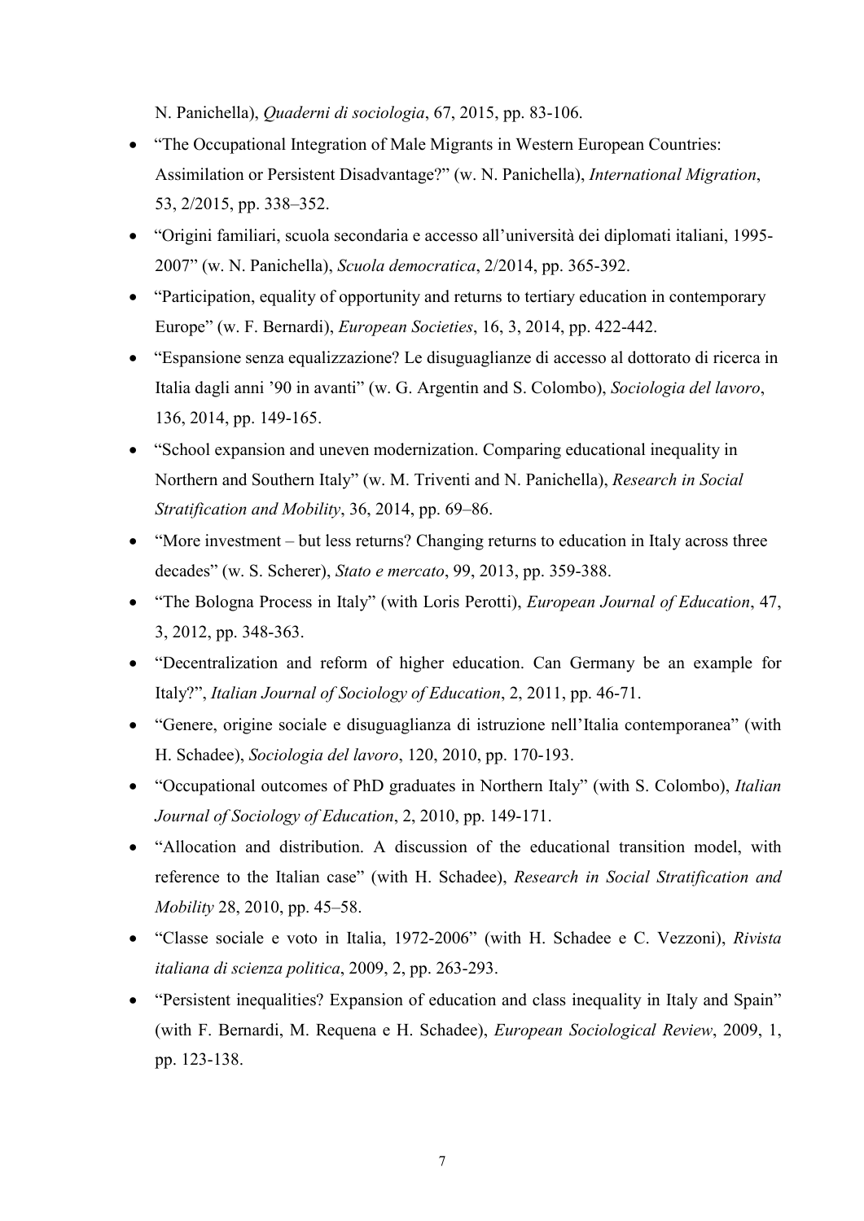N. Panichella), *Quaderni di sociologia*, 67, 2015, pp. 83-106.

- “The Occupational Integration of Male Migrants in Western European Countries: Assimilation or Persistent Disadvantage?” (w. N. Panichella), *International Migration*, 53, 2/2015, pp. 338–352.
- “Origini familiari, scuola secondaria e accesso all’università dei diplomati italiani, 1995-2007” (w. N. Panichella), *Scuola democratica*, 2/2014, pp. 365-392.
- “Participation, equality of opportunity and returns to tertiary education in contemporary Europe” (w. F. Bernardi), *European Societies*, 16, 3, 2014, pp. 422-442.
- “Espansione senza equalizzazione? Le disuguaglianze di accesso al dottorato di ricerca in Italia dagli anni ’90 in avanti” (w. G. Argentin and S. Colombo), *Sociologia del lavoro*, 136, 2014, pp. 149-165.
- “School expansion and uneven modernization. Comparing educational inequality in Northern and Southern Italy” (w. M. Triventi and N. Panichella), *Research in Social Stratification and Mobility*, 36, 2014, pp. 69–86.
- “More investment – but less returns? Changing returns to education in Italy across three decades” (w. S. Scherer), *Stato e mercato*, 99, 2013, pp. 359-388.
- “The Bologna Process in Italy” (with Loris Perotti), *European Journal of Education*, 47, 3, 2012, pp. 348-363.
- “Decentralization and reform of higher education. Can Germany be an example for Italy?”, *Italian Journal of Sociology of Education*, 2, 2011, pp. 46-71.
- “Genere, origine sociale e disuguaglianza di istruzione nell’Italia contemporanea” (with H. Schadee), *Sociologia del lavoro*, 120, 2010, pp. 170-193.
- “Occupational outcomes of PhD graduates in Northern Italy” (with S. Colombo), *Italian Journal of Sociology of Education*, 2, 2010, pp. 149-171.
- “Allocation and distribution. A discussion of the educational transition model, with reference to the Italian case” (with H. Schadee), *Research in Social Stratification and Mobility* 28, 2010, pp. 45–58.
- “Classe sociale e voto in Italia, 1972-2006” (with H. Schadee e C. Vezzoni), *Rivista italiana di scienza politica*, 2009, 2, pp. 263-293.
- “Persistent inequalities? Expansion of education and class inequality in Italy and Spain” (with F. Bernardi, M. Requena e H. Schadee), *European Sociological Review*, 2009, 1, pp. 123-138.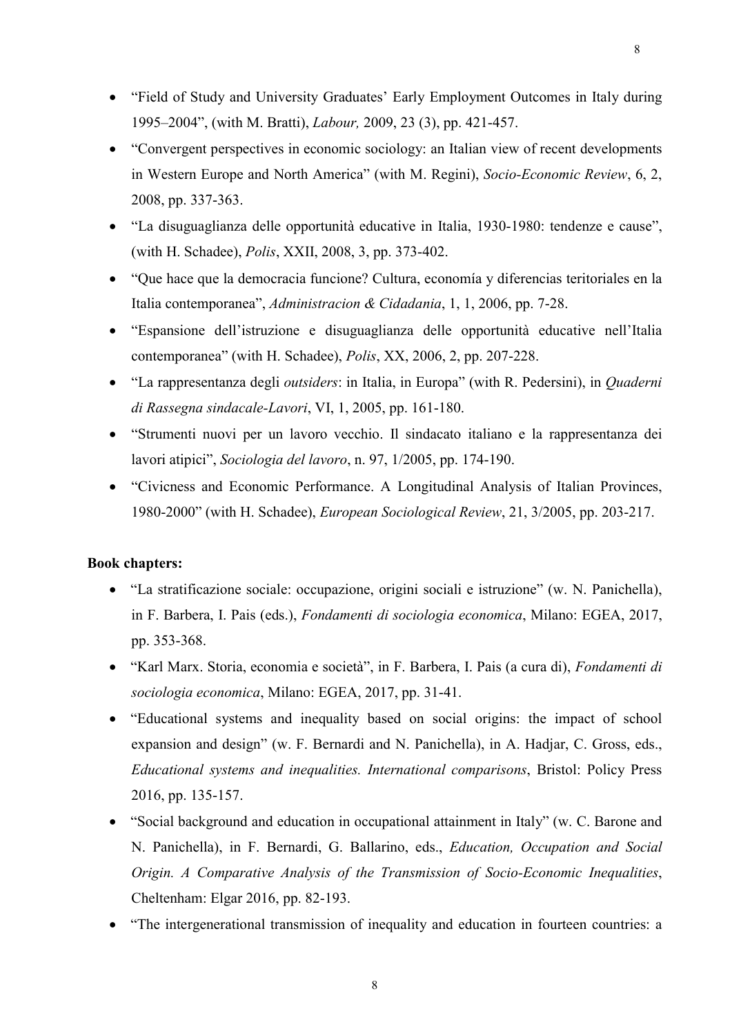- “Field of Study and University Graduates’ Early Employment Outcomes in Italy during 1995–2004”, (with M. Bratti), *Labour,* 2009, 23 (3), pp. 421-457.
- “Convergent perspectives in economic sociology: an Italian view of recent developments in Western Europe and North America” (with M. Regini), *Socio-Economic Review*, 6, 2, 2008, pp. 337-363.
- “La disuguaglianza delle opportunità educative in Italia, 1930-1980: tendenze e cause”, (with H. Schadee), *Polis*, XXII, 2008, 3, pp. 373-402.
- “Que hace que la democracia funcione? Cultura, economía y diferencias teritoriales en la Italia contemporanea”, *Administracion & Cidadania*, 1, 1, 2006, pp. 7-28.
- “Espansione dell’istruzione e disuguaglianza delle opportunità educative nell’Italia contemporanea” (with H. Schadee), *Polis*, XX, 2006, 2, pp. 207-228.
- “La rappresentanza degli *outsiders*: in Italia, in Europa” (with R. Pedersini), in *Quaderni di Rassegna sindacale-Lavori*, VI, 1, 2005, pp. 161-180.
- “Strumenti nuovi per un lavoro vecchio. Il sindacato italiano e la rappresentanza dei lavori atipici”, *Sociologia del lavoro*, n. 97, 1/2005, pp. 174-190.
- “Civicness and Economic Performance. A Longitudinal Analysis of Italian Provinces, 1980-2000” (with H. Schadee), *European Sociological Review*, 21, 3/2005, pp. 203-217.

**Book chapters:**

- “La stratificazione sociale: occupazione, origini sociali e istruzione” (w. N. Panichella), in F. Barbera, I. Pais (eds.), *Fondamenti di sociologia economica*, Milano: EGEA, 2017, pp. 353-368.
- “Karl Marx. Storia, economia e società”, in F. Barbera, I. Pais (a cura di), *Fondamenti di sociologia economica*, Milano: EGEA, 2017, pp. 31-41.
- “Educational systems and inequality based on social origins: the impact of school expansion and design” (w. F. Bernardi and N. Panichella), in A. Hadjar, C. Gross, eds., *Educational systems and inequalities. International comparisons*, Bristol: Policy Press 2016, pp. 135-157.
- “Social background and education in occupational attainment in Italy” (w. C. Barone and N. Panichella), in F. Bernardi, G. Ballarino, eds., *Education, Occupation and Social Origin. A Comparative Analysis of the Transmission of Socio-Economic Inequalities*, Cheltenham: Elgar 2016, pp. 82-193.
- “The intergenerational transmission of inequality and education in fourteen countries: a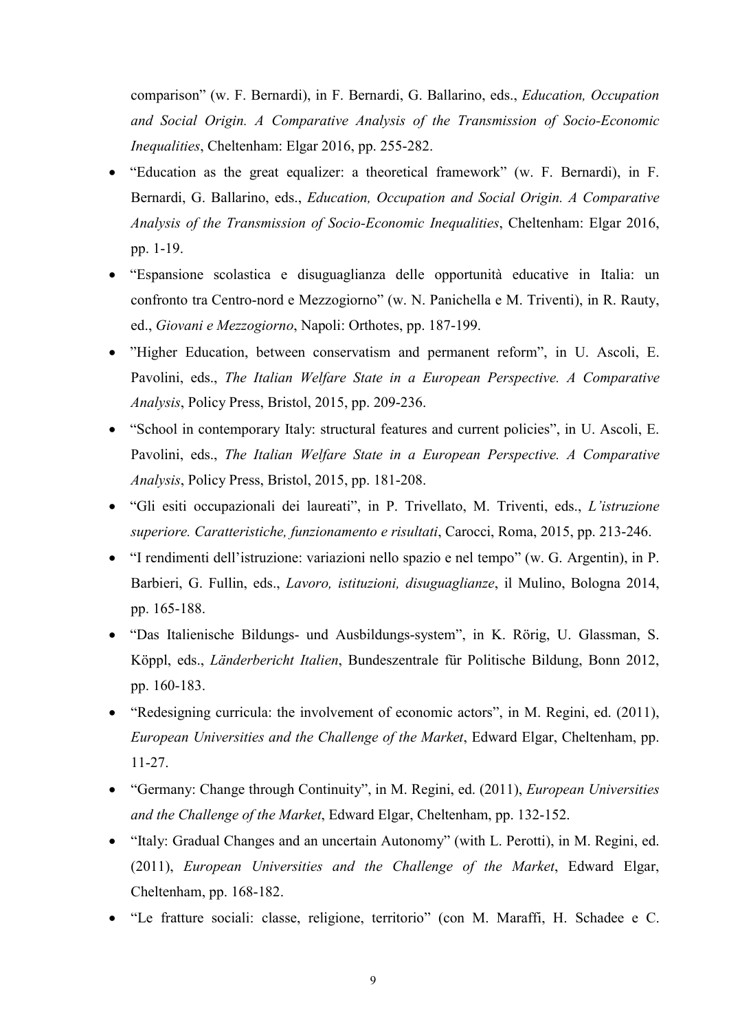comparison" (w. F. Bernardi), in F. Bernardi, G. Ballarino, eds., *Education, Occupation and Social Origin. A Comparative Analysis of the Transmission of Socio-Economic Inequalities*, Cheltenham: Elgar 2016, pp. 255-282.

- "Education as the great equalizer: a theoretical framework" (w. F. Bernardi), in F. Bernardi, G. Ballarino, eds., *Education, Occupation and Social Origin. A Comparative Analysis of the Transmission of Socio-Economic Inequalities*, Cheltenham: Elgar 2016, pp. 1-19.
- "Espansione scolastica e disuguaglianza delle opportunità educative in Italia: un confronto tra Centro-nord e Mezzogiorno" (w. N. Panichella e M. Triventi), in R. Rauty, ed., *Giovani e Mezzogiorno*, Napoli: Orthotes, pp. 187-199.
- "Higher Education, between conservatism and permanent reform", in U. Ascoli, E. Pavolini, eds., *The Italian Welfare State in a European Perspective. A Comparative Analysis*, Policy Press, Bristol, 2015, pp. 209-236.
- "School in contemporary Italy: structural features and current policies", in U. Ascoli, E. Pavolini, eds., *The Italian Welfare State in a European Perspective. A Comparative Analysis*, Policy Press, Bristol, 2015, pp. 181-208.
- "Gli esiti occupazionali dei laureati", in P. Trivellato, M. Triventi, eds., *L'istruzione superiore. Caratteristiche, funzionamento e risultati*, Carocci, Roma, 2015, pp. 213-246.
- "I rendimenti dell'istruzione: variazioni nello spazio e nel tempo" (w. G. Argentin), in P. Barbieri, G. Fullin, eds., *Lavoro, istituzioni, disuguaglianze*, il Mulino, Bologna 2014, pp. 165-188.
- "Das Italienische Bildungs- und Ausbildungs-system", in K. Rörig, U. Glassman, S. Köppl, eds., *Länderbericht Italien*, Bundeszentrale für Politische Bildung, Bonn 2012, pp. 160-183.
- "Redesigning curricula: the involvement of economic actors", in M. Regini, ed. (2011), *European Universities and the Challenge of the Market*, Edward Elgar, Cheltenham, pp. 11-27.
- "Germany: Change through Continuity", in M. Regini, ed. (2011), *European Universities and the Challenge of the Market*, Edward Elgar, Cheltenham, pp. 132-152.
- "Italy: Gradual Changes and an uncertain Autonomy" (with L. Perotti), in M. Regini, ed. (2011), *European Universities and the Challenge of the Market*, Edward Elgar, Cheltenham, pp. 168-182.
- "Le fratture sociali: classe, religione, territorio" (con M. Maraffi, H. Schadee e C.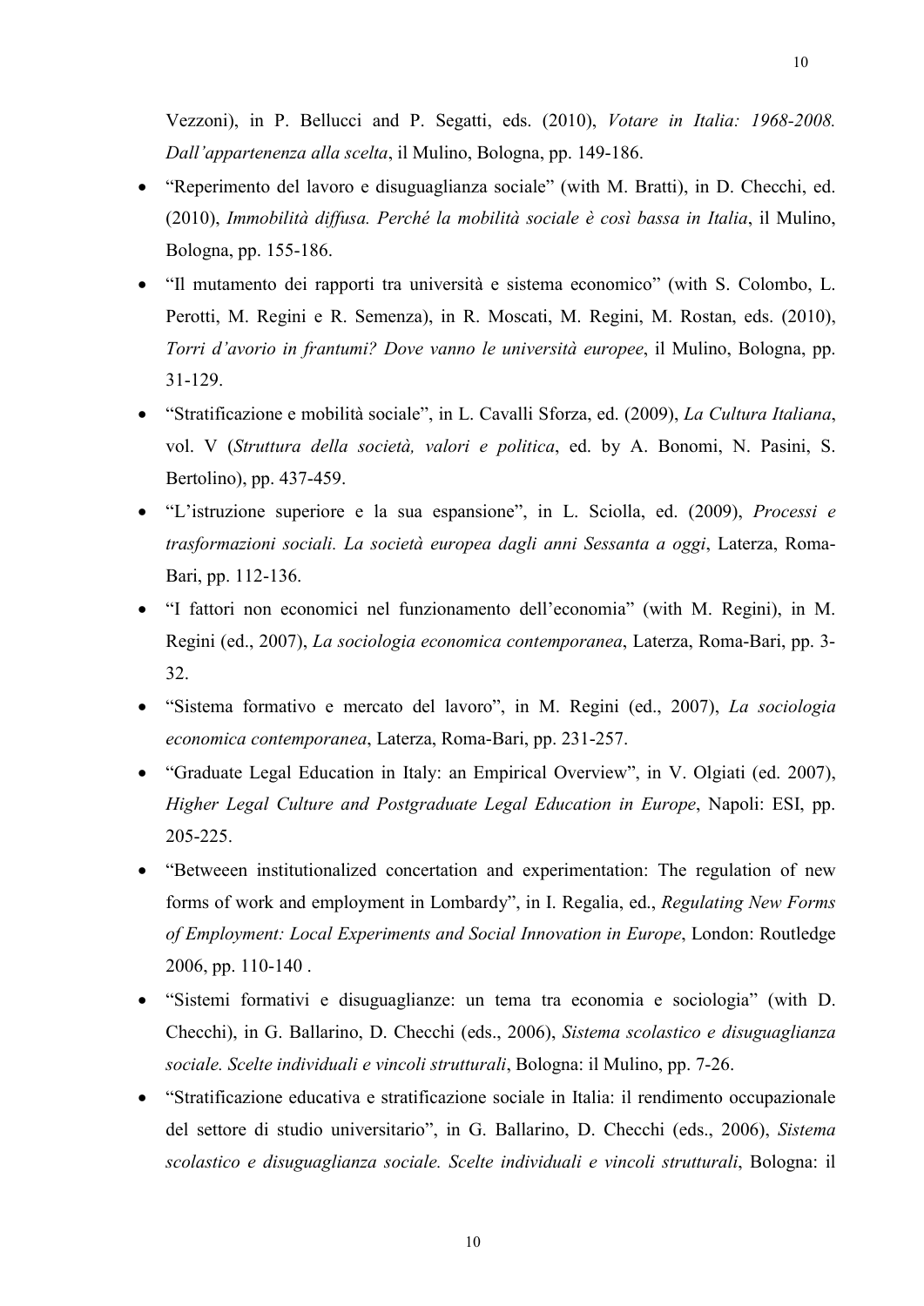Vezzoni), in P. Bellucci and P. Segatti, eds. (2010), *Votare in Italia: 1968-2008. Dall'appartenenza alla scelta*, il Mulino, Bologna, pp. 149-186.

- "Reperimento del lavoro e disuguaglianza sociale" (with M. Bratti), in D. Checchi, ed. (2010), *Immobilità diffusa. Perché la mobilità sociale è così bassa in Italia*, il Mulino, Bologna, pp. 155-186.
- "Il mutamento dei rapporti tra università e sistema economico" (with S. Colombo, L. Perotti, M. Regini e R. Semenza), in R. Moscati, M. Regini, M. Rostan, eds. (2010), *Torri d'avorio in frantumi? Dove vanno le università europee*, il Mulino, Bologna, pp. 31-129.
- "Stratificazione e mobilità sociale", in L. Cavalli Sforza, ed. (2009), *La Cultura Italiana*, vol. V (*Struttura della società, valori e politica*, ed. by A. Bonomi, N. Pasini, S. Bertolino), pp. 437-459.
- "L'istruzione superiore e la sua espansione", in L. Sciolla, ed. (2009), *Processi e trasformazioni sociali. La società europea dagli anni Sessanta a oggi*, Laterza, Roma-Bari, pp. 112-136.
- "I fattori non economici nel funzionamento dell'economia" (with M. Regini), in M. Regini (ed., 2007), *La sociologia economica contemporanea*, Laterza, Roma-Bari, pp. 3-32.
- "Sistema formativo e mercato del lavoro", in M. Regini (ed., 2007), *La sociologia economica contemporanea*, Laterza, Roma-Bari, pp. 231-257.
- "Graduate Legal Education in Italy: an Empirical Overview", in V. Olgiati (ed. 2007), *Higher Legal Culture and Postgraduate Legal Education in Europe*, Napoli: ESI, pp. 205-225.
- "Betweeen institutionalized concertation and experimentation: The regulation of new forms of work and employment in Lombardy", in I. Regalia, ed., *Regulating New Forms of Employment: Local Experiments and Social Innovation in Europe*, London: Routledge 2006, pp. 110-140 .
- "Sistemi formativi e disuguaglianze: un tema tra economia e sociologia" (with D. Checchi), in G. Ballarino, D. Checchi (eds., 2006), *Sistema scolastico e disuguaglianza sociale. Scelte individuali e vincoli strutturali*, Bologna: il Mulino, pp. 7-26.
- "Stratificazione educativa e stratificazione sociale in Italia: il rendimento occupazionale del settore di studio universitario", in G. Ballarino, D. Checchi (eds., 2006), *Sistema scolastico e disuguaglianza sociale. Scelte individuali e vincoli strutturali*, Bologna: il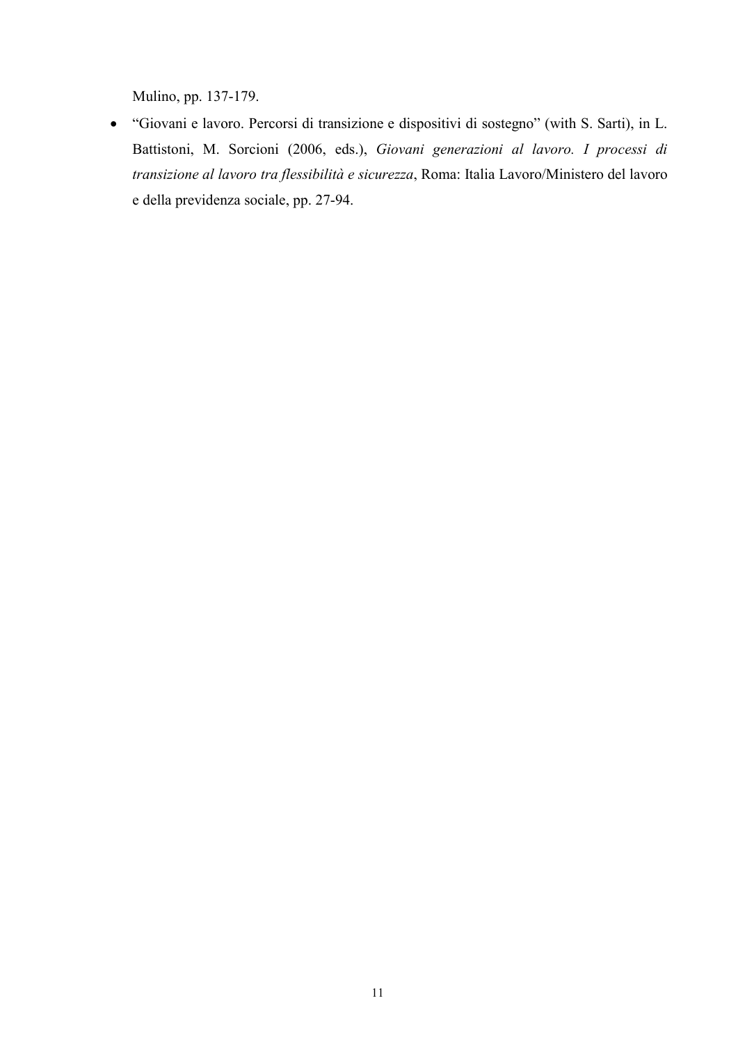Mulino, pp. 137-179.

- "Giovani e lavoro. Percorsi di transizione e dispositivi di sostegno" (with S. Sarti), in L. Battistoni, M. Sorcioni (2006, eds.), *Giovani generazioni al lavoro. I processi di transizione al lavoro tra flessibilità e sicurezza*, Roma: Italia Lavoro/Ministero del lavoro e della previdenza sociale, pp. 27-94.